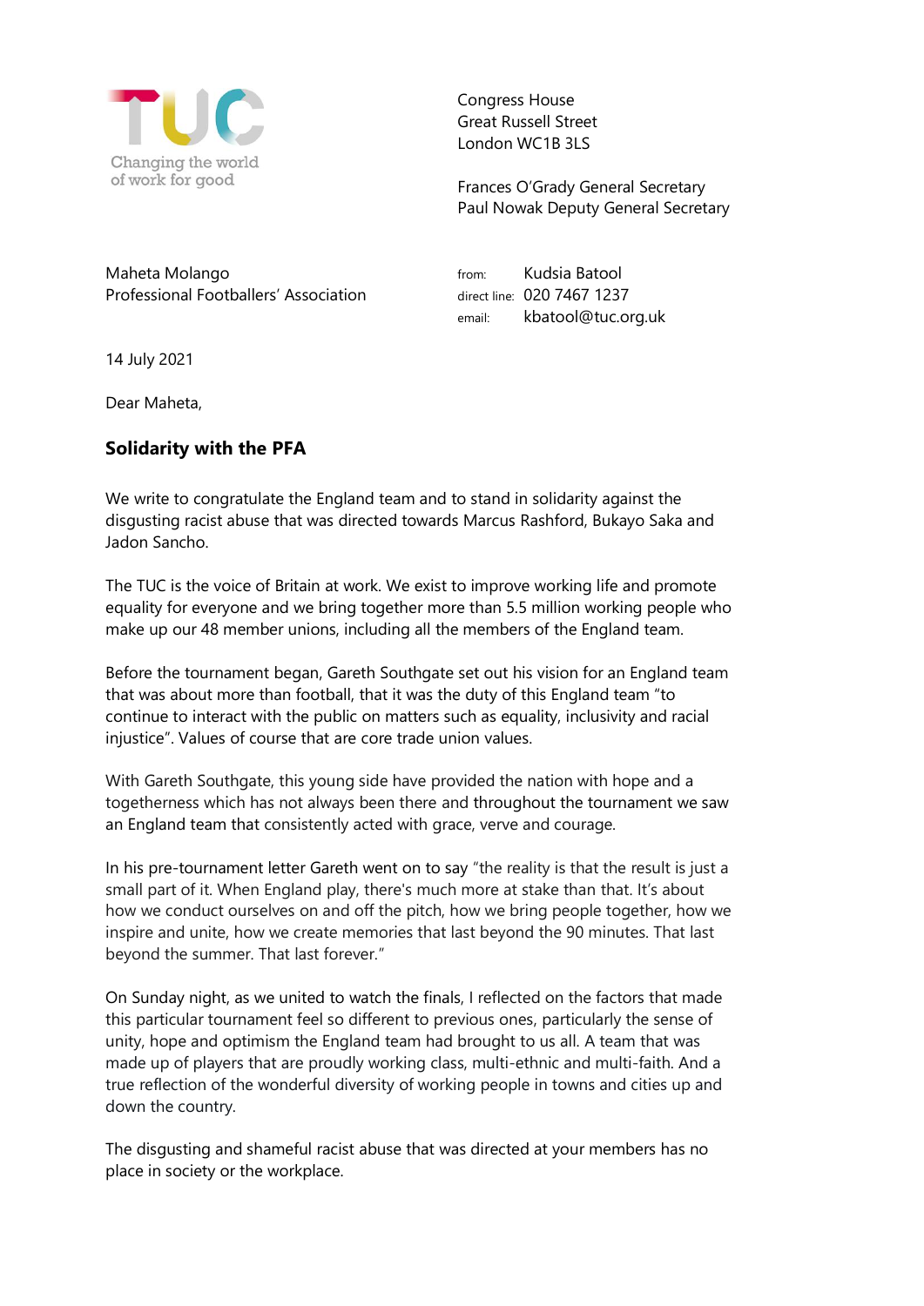TUC

Changing the world of work for good

Congress House
Great Russell Street
London WC1B 3LS

Frances O'Grady General Secretary
Paul Nowak Deputy General Secretary

Maheta Molango
Professional Footballers' Association

from: Kudsia Batool
direct line: 020 7467 1237
email: kbatool@tuc.org.uk

14 July 2021

Dear Maheta,

## Solidarity with the PFA

We write to congratulate the England team and to stand in solidarity against the disgusting racist abuse that was directed towards Marcus Rashford, Bukayo Saka and Jadon Sancho.

The TUC is the voice of Britain at work. We exist to improve working life and promote equality for everyone and we bring together more than 5.5 million working people who make up our 48 member unions, including all the members of the England team.

Before the tournament began, Gareth Southgate set out his vision for an England team that was about more than football, that it was the duty of this England team "to continue to interact with the public on matters such as equality, inclusivity and racial injustice". Values of course that are core trade union values.

With Gareth Southgate, this young side have provided the nation with hope and a togetherness which has not always been there and throughout the tournament we saw an England team that consistently acted with grace, verve and courage.

In his pre-tournament letter Gareth went on to say "the reality is that the result is just a small part of it. When England play, there's much more at stake than that. It's about how we conduct ourselves on and off the pitch, how we bring people together, how we inspire and unite, how we create memories that last beyond the 90 minutes. That last beyond the summer. That last forever."

On Sunday night, as we united to watch the finals, I reflected on the factors that made this particular tournament feel so different to previous ones, particularly the sense of unity, hope and optimism the England team had brought to us all. A team that was made up of players that are proudly working class, multi-ethnic and multi-faith. And a true reflection of the wonderful diversity of working people in towns and cities up and down the country.

The disgusting and shameful racist abuse that was directed at your members has no place in society or the workplace.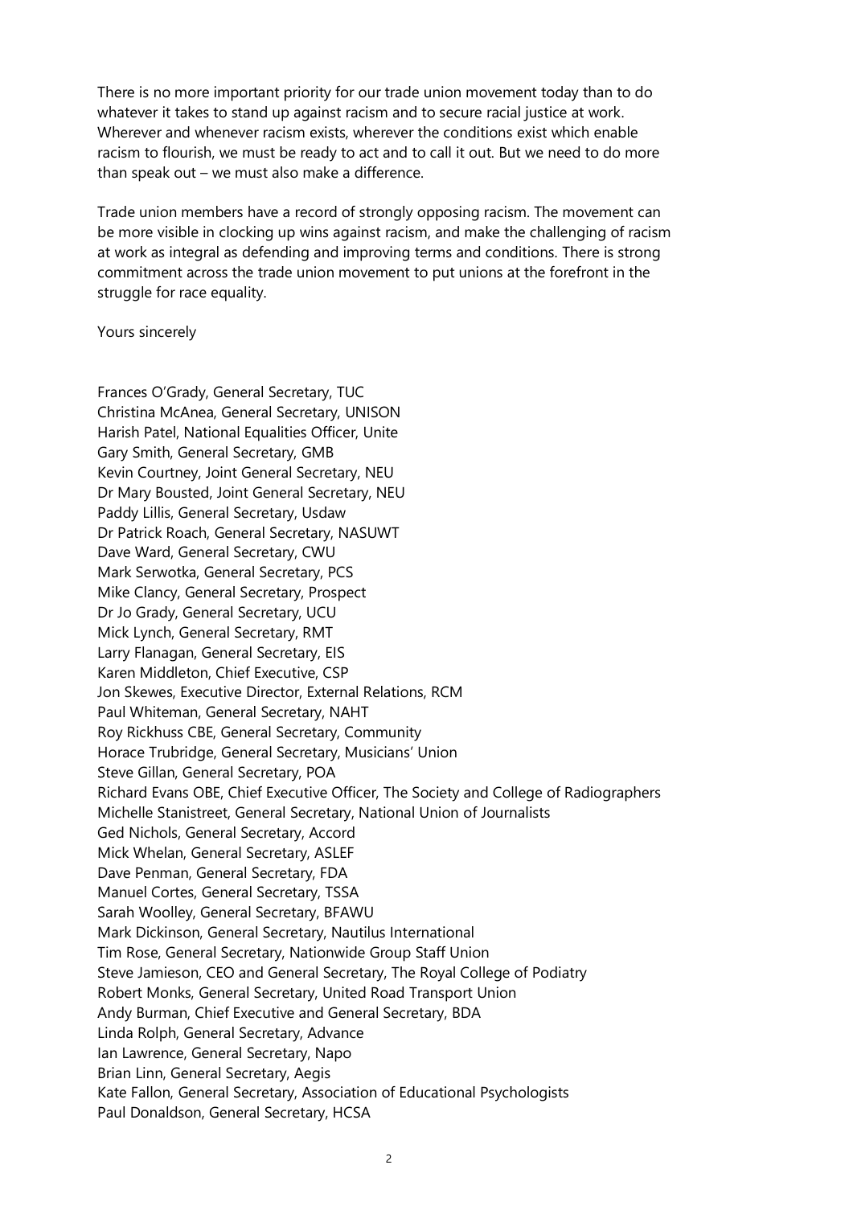There is no more important priority for our trade union movement today than to do whatever it takes to stand up against racism and to secure racial justice at work. Wherever and whenever racism exists, wherever the conditions exist which enable racism to flourish, we must be ready to act and to call it out. But we need to do more than speak out – we must also make a difference.

Trade union members have a record of strongly opposing racism. The movement can be more visible in clocking up wins against racism, and make the challenging of racism at work as integral as defending and improving terms and conditions. There is strong commitment across the trade union movement to put unions at the forefront in the struggle for race equality.

Yours sincerely

Frances O'Grady, General Secretary, TUC
Christina McAnea, General Secretary, UNISON
Harish Patel, National Equalities Officer, Unite
Gary Smith, General Secretary, GMB
Kevin Courtney, Joint General Secretary, NEU
Dr Mary Bousted, Joint General Secretary, NEU
Paddy Lillis, General Secretary, Usdaw
Dr Patrick Roach, General Secretary, NASUWT
Dave Ward, General Secretary, CWU
Mark Serwotka, General Secretary, PCS
Mike Clancy, General Secretary, Prospect
Dr Jo Grady, General Secretary, UCU
Mick Lynch, General Secretary, RMT
Larry Flanagan, General Secretary, EIS
Karen Middleton, Chief Executive, CSP
Jon Skewes, Executive Director, External Relations, RCM
Paul Whiteman, General Secretary, NAHT
Roy Rickhuss CBE, General Secretary, Community
Horace Trubridge, General Secretary, Musicians' Union
Steve Gillan, General Secretary, POA
Richard Evans OBE, Chief Executive Officer, The Society and College of Radiographers
Michelle Stanistreet, General Secretary, National Union of Journalists
Ged Nichols, General Secretary, Accord
Mick Whelan, General Secretary, ASLEF
Dave Penman, General Secretary, FDA
Manuel Cortes, General Secretary, TSSA
Sarah Woolley, General Secretary, BFAWU
Mark Dickinson, General Secretary, Nautilus International
Tim Rose, General Secretary, Nationwide Group Staff Union
Steve Jamieson, CEO and General Secretary, The Royal College of Podiatry
Robert Monks, General Secretary, United Road Transport Union
Andy Burman, Chief Executive and General Secretary, BDA
Linda Rolph, General Secretary, Advance
Ian Lawrence, General Secretary, Napo
Brian Linn, General Secretary, Aegis
Kate Fallon, General Secretary, Association of Educational Psychologists
Paul Donaldson, General Secretary, HCSA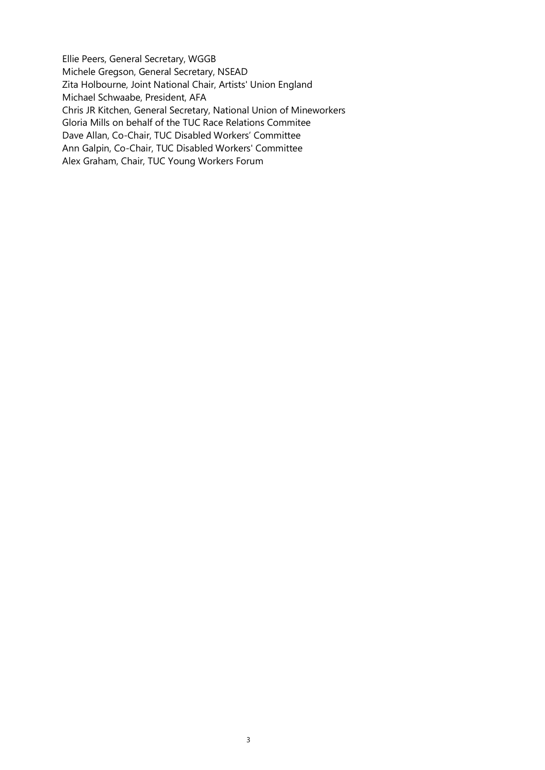Ellie Peers, General Secretary, WGGB
Michele Gregson, General Secretary, NSEAD
Zita Holbourne, Joint National Chair, Artists' Union England
Michael Schwaabe, President, AFA
Chris JR Kitchen, General Secretary, National Union of Mineworkers
Gloria Mills on behalf of the TUC Race Relations Commitee
Dave Allan, Co-Chair, TUC Disabled Workers' Committee
Ann Galpin, Co-Chair, TUC Disabled Workers' Committee
Alex Graham, Chair, TUC Young Workers Forum